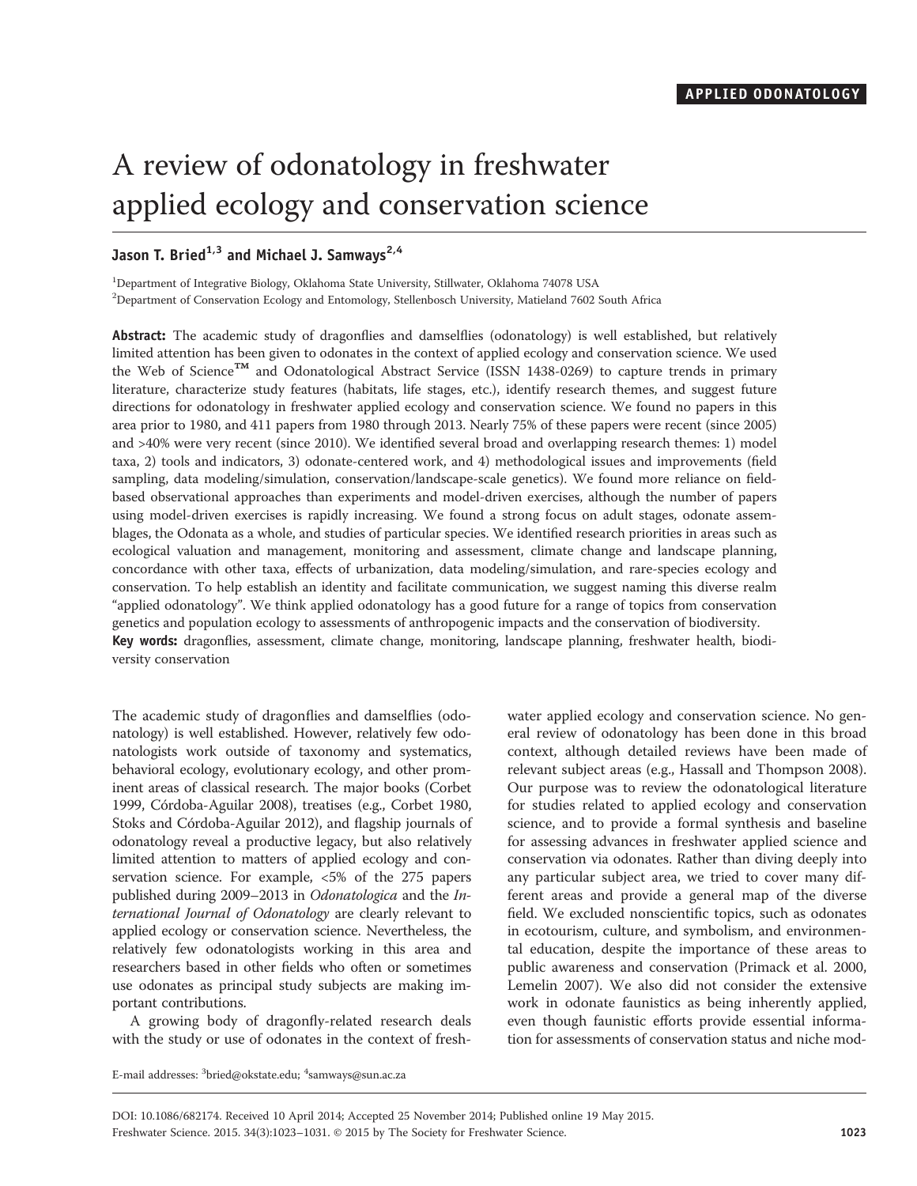APPLIED ODONATOLOGY

# A review of odonatology in freshwater applied ecology and conservation science

**Jason T. Bried[1,3] and Michael J. Samways[2,4]**

[1]Department of Integrative Biology, Oklahoma State University, Stillwater, Oklahoma 74078 USA
[2]Department of Conservation Ecology and Entomology, Stellenbosch University, Matieland 7602 South Africa

**Abstract:** The academic study of dragonflies and damselflies (odonatology) is well established, but relatively limited attention has been given to odonates in the context of applied ecology and conservation science. We used the Web of Science™ and Odonatological Abstract Service (ISSN 1438-0269) to capture trends in primary literature, characterize study features (habitats, life stages, etc.), identify research themes, and suggest future directions for odonatology in freshwater applied ecology and conservation science. We found no papers in this area prior to 1980, and 411 papers from 1980 through 2013. Nearly 75% of these papers were recent (since 2005) and >40% were very recent (since 2010). We identified several broad and overlapping research themes: 1) model taxa, 2) tools and indicators, 3) odonate-centered work, and 4) methodological issues and improvements (field sampling, data modeling/simulation, conservation/landscape-scale genetics). We found more reliance on field-based observational approaches than experiments and model-driven exercises, although the number of papers using model-driven exercises is rapidly increasing. We found a strong focus on adult stages, odonate assemblages, the Odonata as a whole, and studies of particular species. We identified research priorities in areas such as ecological valuation and management, monitoring and assessment, climate change and landscape planning, concordance with other taxa, effects of urbanization, data modeling/simulation, and rare-species ecology and conservation. To help establish an identity and facilitate communication, we suggest naming this diverse realm "applied odonatology". We think applied odonatology has a good future for a range of topics from conservation genetics and population ecology to assessments of anthropogenic impacts and the conservation of biodiversity.

**Key words:** dragonflies, assessment, climate change, monitoring, landscape planning, freshwater health, biodiversity conservation

The academic study of dragonflies and damselflies (odonatology) is well established. However, relatively few odonatologists work outside of taxonomy and systematics, behavioral ecology, evolutionary ecology, and other prominent areas of classical research. The major books (Corbet 1999, Córdoba-Aguilar 2008), treatises (e.g., Corbet 1980, Stoks and Córdoba-Aguilar 2012), and flagship journals of odonatology reveal a productive legacy, but also relatively limited attention to matters of applied ecology and conservation science. For example, <5% of the 275 papers published during 2009–2013 in *Odonatologica* and the *International Journal of Odonatology* are clearly relevant to applied ecology or conservation science. Nevertheless, the relatively few odonatologists working in this area and researchers based in other fields who often or sometimes use odonates as principal study subjects are making important contributions.

A growing body of dragonfly-related research deals with the study or use of odonates in the context of freshwater applied ecology and conservation science. No general review of odonatology has been done in this broad context, although detailed reviews have been made of relevant subject areas (e.g., Hassall and Thompson 2008). Our purpose was to review the odonatological literature for studies related to applied ecology and conservation science, and to provide a formal synthesis and baseline for assessing advances in freshwater applied science and conservation via odonates. Rather than diving deeply into any particular subject area, we tried to cover many different areas and provide a general map of the diverse field. We excluded nonscientific topics, such as odonates in ecotourism, culture, and symbolism, and environmental education, despite the importance of these areas to public awareness and conservation (Primack et al. 2000, Lemelin 2007). We also did not consider the extensive work in odonate faunistics as being inherently applied, even though faunistic efforts provide essential information for assessments of conservation status and niche mod-

E-mail addresses: [3]bried@okstate.edu; [4]samways@sun.ac.za

DOI: 10.1086/682174. Received 10 April 2014; Accepted 25 November 2014; Published online 19 May 2015.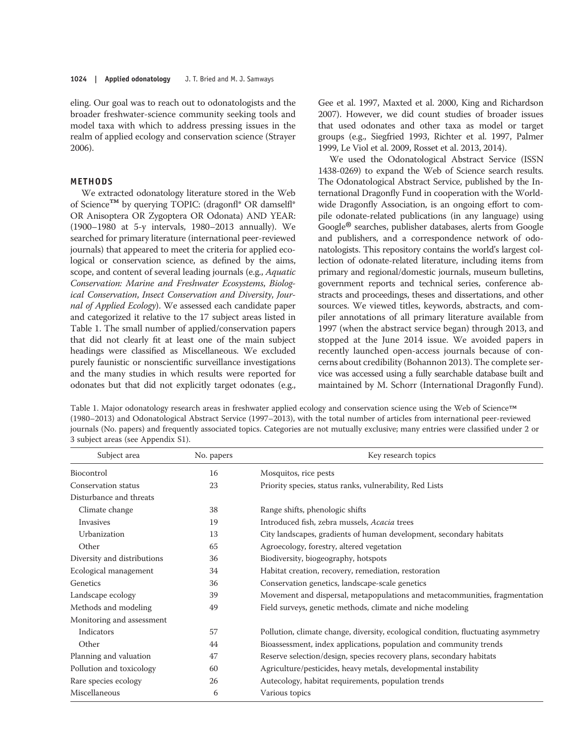eling. Our goal was to reach out to odonatologists and the broader freshwater-science community seeking tools and model taxa with which to address pressing issues in the realm of applied ecology and conservation science (Strayer 2006).

## METHODS

We extracted odonatology literature stored in the Web of Science™ by querying TOPIC: (dragonfl* OR damselfl* OR Anisoptera OR Zygoptera OR Odonata) AND YEAR: (1900–1980 at 5-y intervals, 1980–2013 annually). We searched for primary literature (international peer-reviewed journals) that appeared to meet the criteria for applied ecological or conservation science, as defined by the aims, scope, and content of several leading journals (e.g., *Aquatic Conservation: Marine and Freshwater Ecosystems*, *Biological Conservation*, *Insect Conservation and Diversity*, *Journal of Applied Ecology*). We assessed each candidate paper and categorized it relative to the 17 subject areas listed in Table 1. The small number of applied/conservation papers that did not clearly fit at least one of the main subject headings were classified as Miscellaneous. We excluded purely faunistic or nonscientific surveillance investigations and the many studies in which results were reported for odonates but that did not explicitly target odonates (e.g., Gee et al. 1997, Maxted et al. 2000, King and Richardson 2007). However, we did count studies of broader issues that used odonates and other taxa as model or target groups (e.g., Siegfried 1993, Richter et al. 1997, Palmer 1999, Le Viol et al. 2009, Rosset et al. 2013, 2014).

We used the Odonatological Abstract Service (ISSN 1438-0269) to expand the Web of Science search results. The Odonatological Abstract Service, published by the International Dragonfly Fund in cooperation with the Worldwide Dragonfly Association, is an ongoing effort to compile odonate-related publications (in any language) using Google® searches, publisher databases, alerts from Google and publishers, and a correspondence network of odonatologists. This repository contains the world's largest collection of odonate-related literature, including items from primary and regional/domestic journals, museum bulletins, government reports and technical series, conference abstracts and proceedings, theses and dissertations, and other sources. We viewed titles, keywords, abstracts, and compiler annotations of all primary literature available from 1997 (when the abstract service began) through 2013, and stopped at the June 2014 issue. We avoided papers in recently launched open-access journals because of concerns about credibility (Bohannon 2013). The complete service was accessed using a fully searchable database built and maintained by M. Schorr (International Dragonfly Fund).

Table 1. Major odonatology research areas in freshwater applied ecology and conservation science using the Web of Science™ (1980–2013) and Odonatological Abstract Service (1997–2013), with the total number of articles from international peer-reviewed journals (No. papers) and frequently associated topics. Categories are not mutually exclusive; many entries were classified under 2 or 3 subject areas (see Appendix S1).

| Subject area | No. papers | Key research topics |
|---|---|---|
| Biocontrol | 16 | Mosquitos, rice pests |
| Conservation status | 23 | Priority species, status ranks, vulnerability, Red Lists |
| Disturbance and threats | | |
| Climate change | 38 | Range shifts, phenologic shifts |
| Invasives | 19 | Introduced fish, zebra mussels, *Acacia* trees |
| Urbanization | 13 | City landscapes, gradients of human development, secondary habitats |
| Other | 65 | Agroecology, forestry, altered vegetation |
| Diversity and distributions | 36 | Biodiversity, biogeography, hotspots |
| Ecological management | 34 | Habitat creation, recovery, remediation, restoration |
| Genetics | 36 | Conservation genetics, landscape-scale genetics |
| Landscape ecology | 39 | Movement and dispersal, metapopulations and metacommunities, fragmentation |
| Methods and modeling | 49 | Field surveys, genetic methods, climate and niche modeling |
| Monitoring and assessment | | |
| Indicators | 57 | Pollution, climate change, diversity, ecological condition, fluctuating asymmetry |
| Other | 44 | Bioassessment, index applications, population and community trends |
| Planning and valuation | 47 | Reserve selection/design, species recovery plans, secondary habitats |
| Pollution and toxicology | 60 | Agriculture/pesticides, heavy metals, developmental instability |
| Rare species ecology | 26 | Autecology, habitat requirements, population trends |
| Miscellaneous | 6 | Various topics |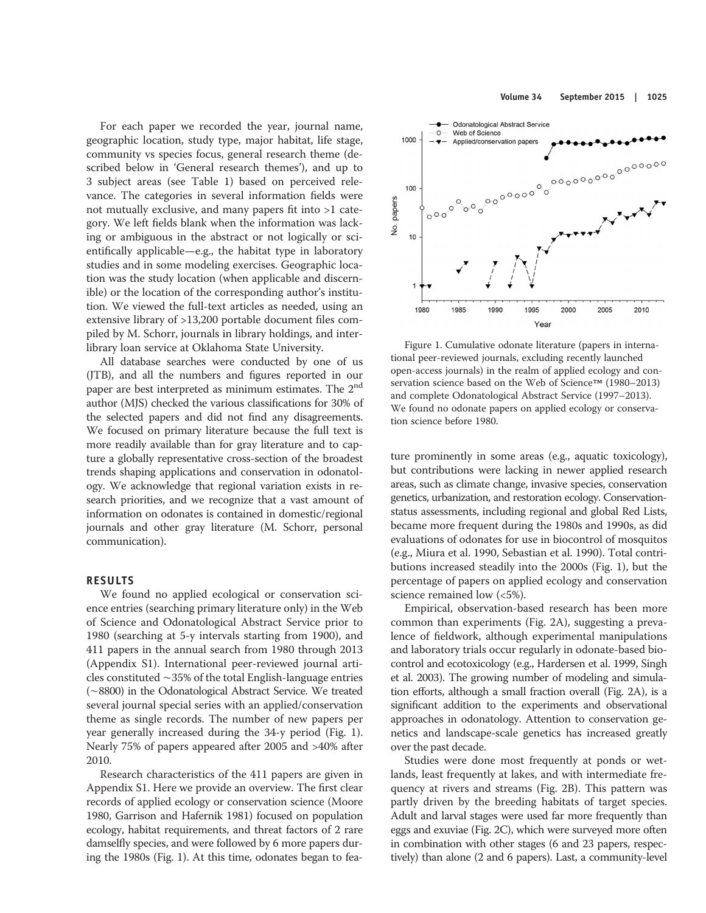For each paper we recorded the year, journal name, geographic location, study type, major habitat, life stage, community vs species focus, general research theme (described below in 'General research themes'), and up to 3 subject areas (see Table 1) based on perceived relevance. The categories in several information fields were not mutually exclusive, and many papers fit into >1 category. We left fields blank when the information was lacking or ambiguous in the abstract or not logically or scientifically applicable—e.g., the habitat type in laboratory studies and in some modeling exercises. Geographic location was the study location (when applicable and discernible) or the location of the corresponding author's institution. We viewed the full-text articles as needed, using an extensive library of >13,200 portable document files compiled by M. Schorr, journals in library holdings, and interlibrary loan service at Oklahoma State University.

All database searches were conducted by one of us (JTB), and all the numbers and figures reported in our paper are best interpreted as minimum estimates. The 2nd author (MJS) checked the various classifications for 30% of the selected papers and did not find any disagreements. We focused on primary literature because the full text is more readily available than for gray literature and to capture a globally representative cross-section of the broadest trends shaping applications and conservation in odonatology. We acknowledge that regional variation exists in research priorities, and we recognize that a vast amount of information on odonates is contained in domestic/regional journals and other gray literature (M. Schorr, personal communication).

## RESULTS

We found no applied ecological or conservation science entries (searching primary literature only) in the Web of Science and Odonatological Abstract Service prior to 1980 (searching at 5-y intervals starting from 1900), and 411 papers in the annual search from 1980 through 2013 (Appendix S1). International peer-reviewed journal articles constituted ~35% of the total English-language entries (~8800) in the Odonatological Abstract Service. We treated several journal special series with an applied/conservation theme as single records. The number of new papers per year generally increased during the 34-y period (Fig. 1). Nearly 75% of papers appeared after 2005 and >40% after 2010.

Research characteristics of the 411 papers are given in Appendix S1. Here we provide an overview. The first clear records of applied ecology or conservation science (Moore 1980, Garrison and Hafernik 1981) focused on population ecology, habitat requirements, and threat factors of 2 rare damselfly species, and were followed by 6 more papers during the 1980s (Fig. 1). At this time, odonates began to feature prominently in some areas (e.g., aquatic toxicology), but contributions were lacking in newer applied research areas, such as climate change, invasive species, conservation genetics, urbanization, and restoration ecology. Conservation-status assessments, including regional and global Red Lists, became more frequent during the 1980s and 1990s, as did evaluations of odonates for use in biocontrol of mosquitos (e.g., Miura et al. 1990, Sebastian et al. 1990). Total contributions increased steadily into the 2000s (Fig. 1), but the percentage of papers on applied ecology and conservation science remained low (<5%).

Figure 1. Cumulative odonate literature (papers in international peer-reviewed journals, excluding recently launched open-access journals) in the realm of applied ecology and conservation science based on the Web of Science™ (1980–2013) and complete Odonatological Abstract Service (1997–2013). We found no odonate papers on applied ecology or conservation science before 1980.

Empirical, observation-based research has been more common than experiments (Fig. 2A), suggesting a prevalence of fieldwork, although experimental manipulations and laboratory trials occur regularly in odonate-based biocontrol and ecotoxicology (e.g., Hardersen et al. 1999, Singh et al. 2003). The growing number of modeling and simulation efforts, although a small fraction overall (Fig. 2A), is a significant addition to the experiments and observational approaches in odonatology. Attention to conservation genetics and landscape-scale genetics has increased greatly over the past decade.

Studies were done most frequently at ponds or wetlands, least frequently at lakes, and with intermediate frequency at rivers and streams (Fig. 2B). This pattern was partly driven by the breeding habitats of target species. Adult and larval stages were used far more frequently than eggs and exuviae (Fig. 2C), which were surveyed more often in combination with other stages (6 and 23 papers, respectively) than alone (2 and 6 papers). Last, a community-level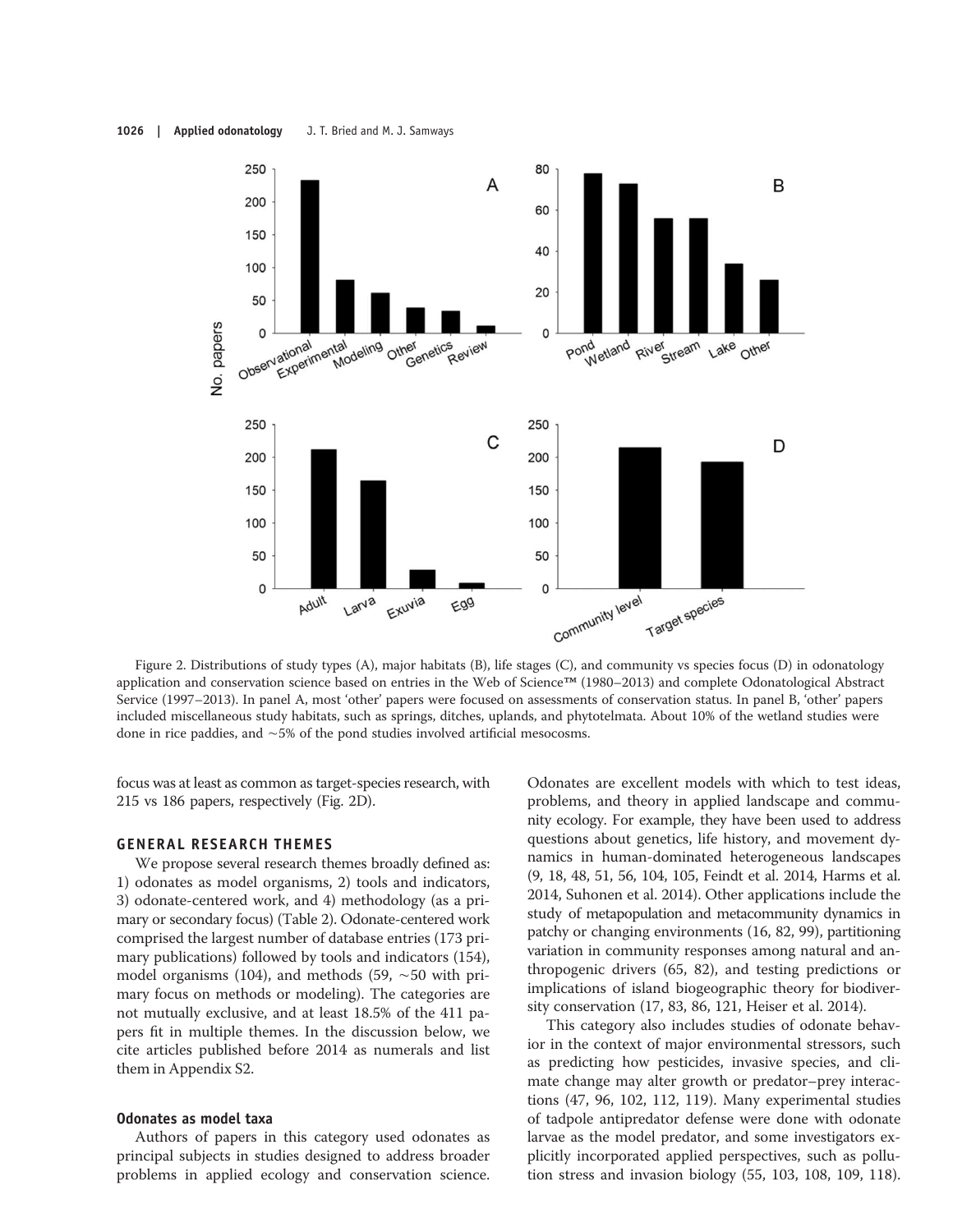Figure 2. Distributions of study types (A), major habitats (B), life stages (C), and community vs species focus (D) in odonatology application and conservation science based on entries in the Web of Science™ (1980–2013) and complete Odonatological Abstract Service (1997–2013). In panel A, most 'other' papers were focused on assessments of conservation status. In panel B, 'other' papers included miscellaneous study habitats, such as springs, ditches, uplands, and phytotelmata. About 10% of the wetland studies were done in rice paddies, and ~5% of the pond studies involved artificial mesocosms.

focus was at least as common as target-species research, with 215 vs 186 papers, respectively (Fig. 2D).

## GENERAL RESEARCH THEMES

We propose several research themes broadly defined as: 1) odonates as model organisms, 2) tools and indicators, 3) odonate-centered work, and 4) methodology (as a primary or secondary focus) (Table 2). Odonate-centered work comprised the largest number of database entries (173 primary publications) followed by tools and indicators (154), model organisms (104), and methods (59, ~50 with primary focus on methods or modeling). The categories are not mutually exclusive, and at least 18.5% of the 411 papers fit in multiple themes. In the discussion below, we cite articles published before 2014 as numerals and list them in Appendix S2.

### Odonates as model taxa

Authors of papers in this category used odonates as principal subjects in studies designed to address broader problems in applied ecology and conservation science. Odonates are excellent models with which to test ideas, problems, and theory in applied landscape and community ecology. For example, they have been used to address questions about genetics, life history, and movement dynamics in human-dominated heterogeneous landscapes (9, 18, 48, 51, 56, 104, 105, Feindt et al. 2014, Harms et al. 2014, Suhonen et al. 2014). Other applications include the study of metapopulation and metacommunity dynamics in patchy or changing environments (16, 82, 99), partitioning variation in community responses among natural and anthropogenic drivers (65, 82), and testing predictions or implications of island biogeographic theory for biodiversity conservation (17, 83, 86, 121, Heiser et al. 2014).

This category also includes studies of odonate behavior in the context of major environmental stressors, such as predicting how pesticides, invasive species, and climate change may alter growth or predator–prey interactions (47, 96, 102, 112, 119). Many experimental studies of tadpole antipredator defense were done with odonate larvae as the model predator, and some investigators explicitly incorporated applied perspectives, such as pollution stress and invasion biology (55, 103, 108, 109, 118).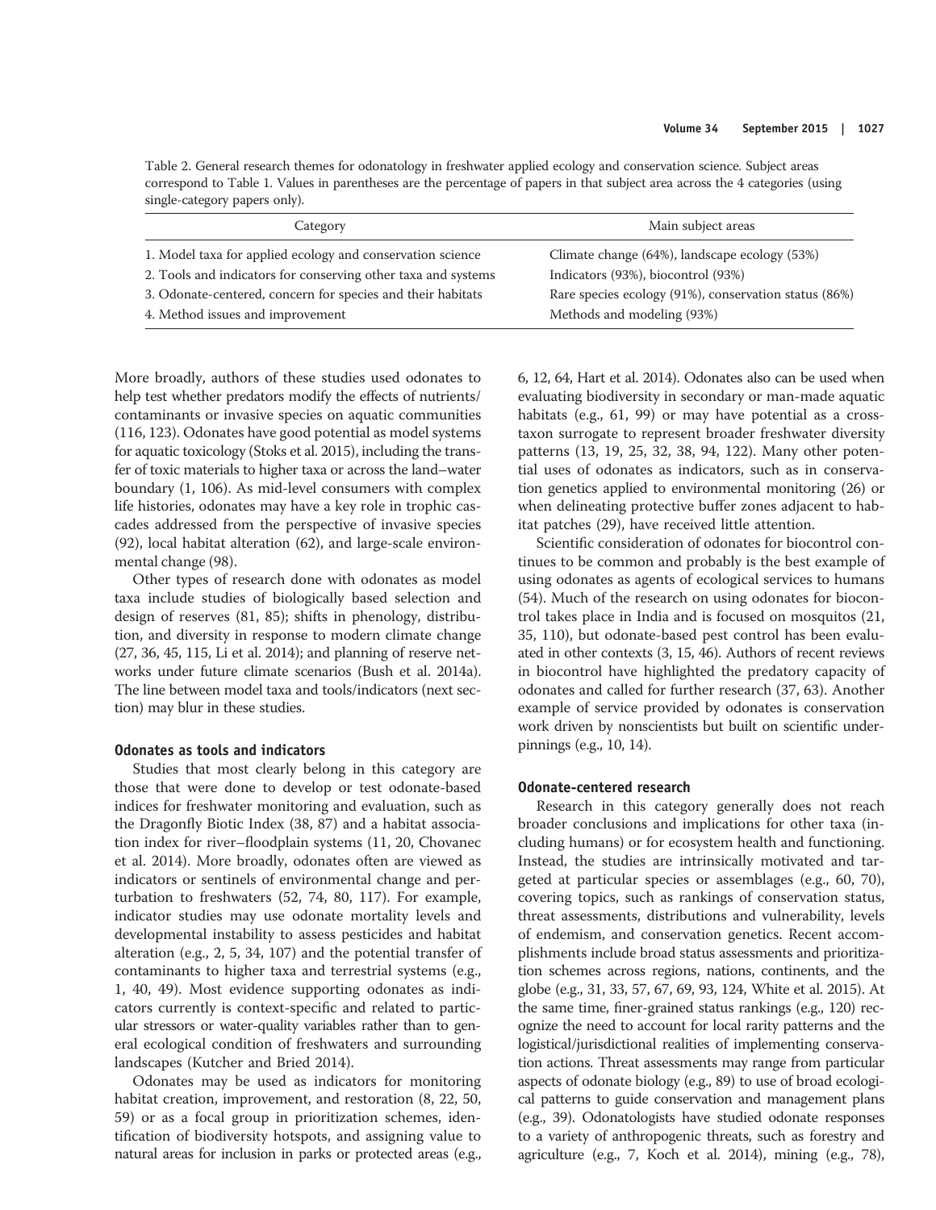Table 2. General research themes for odonatology in freshwater applied ecology and conservation science. Subject areas correspond to Table 1. Values in parentheses are the percentage of papers in that subject area across the 4 categories (using single-category papers only).

| Category | Main subject areas |
| --- | --- |
| 1. Model taxa for applied ecology and conservation science | Climate change (64%), landscape ecology (53%) |
| 2. Tools and indicators for conserving other taxa and systems | Indicators (93%), biocontrol (93%) |
| 3. Odonate-centered, concern for species and their habitats | Rare species ecology (91%), conservation status (86%) |
| 4. Method issues and improvement | Methods and modeling (93%) |

More broadly, authors of these studies used odonates to help test whether predators modify the effects of nutrients/contaminants or invasive species on aquatic communities (116, 123). Odonates have good potential as model systems for aquatic toxicology (Stoks et al. 2015), including the transfer of toxic materials to higher taxa or across the land–water boundary (1, 106). As mid-level consumers with complex life histories, odonates may have a key role in trophic cascades addressed from the perspective of invasive species (92), local habitat alteration (62), and large-scale environmental change (98).

Other types of research done with odonates as model taxa include studies of biologically based selection and design of reserves (81, 85); shifts in phenology, distribution, and diversity in response to modern climate change (27, 36, 45, 115, Li et al. 2014); and planning of reserve networks under future climate scenarios (Bush et al. 2014a). The line between model taxa and tools/indicators (next section) may blur in these studies.

### Odonates as tools and indicators

Studies that most clearly belong in this category are those that were done to develop or test odonate-based indices for freshwater monitoring and evaluation, such as the Dragonfly Biotic Index (38, 87) and a habitat association index for river–floodplain systems (11, 20, Chovanec et al. 2014). More broadly, odonates often are viewed as indicators or sentinels of environmental change and perturbation to freshwaters (52, 74, 80, 117). For example, indicator studies may use odonate mortality levels and developmental instability to assess pesticides and habitat alteration (e.g., 2, 5, 34, 107) and the potential transfer of contaminants to higher taxa and terrestrial systems (e.g., 1, 40, 49). Most evidence supporting odonates as indicators currently is context-specific and related to particular stressors or water-quality variables rather than to general ecological condition of freshwaters and surrounding landscapes (Kutcher and Bried 2014).

Odonates may be used as indicators for monitoring habitat creation, improvement, and restoration (8, 22, 50, 59) or as a focal group in prioritization schemes, identification of biodiversity hotspots, and assigning value to natural areas for inclusion in parks or protected areas (e.g., 6, 12, 64, Hart et al. 2014). Odonates also can be used when evaluating biodiversity in secondary or man-made aquatic habitats (e.g., 61, 99) or may have potential as a cross-taxon surrogate to represent broader freshwater diversity patterns (13, 19, 25, 32, 38, 94, 122). Many other potential uses of odonates as indicators, such as in conservation genetics applied to environmental monitoring (26) or when delineating protective buffer zones adjacent to habitat patches (29), have received little attention.

Scientific consideration of odonates for biocontrol continues to be common and probably is the best example of using odonates as agents of ecological services to humans (54). Much of the research on using odonates for biocontrol takes place in India and is focused on mosquitos (21, 35, 110), but odonate-based pest control has been evaluated in other contexts (3, 15, 46). Authors of recent reviews in biocontrol have highlighted the predatory capacity of odonates and called for further research (37, 63). Another example of service provided by odonates is conservation work driven by nonscientists but built on scientific underpinnings (e.g., 10, 14).

### Odonate-centered research

Research in this category generally does not reach broader conclusions and implications for other taxa (including humans) or for ecosystem health and functioning. Instead, the studies are intrinsically motivated and targeted at particular species or assemblages (e.g., 60, 70), covering topics, such as rankings of conservation status, threat assessments, distributions and vulnerability, levels of endemism, and conservation genetics. Recent accomplishments include broad status assessments and prioritization schemes across regions, nations, continents, and the globe (e.g., 31, 33, 57, 67, 69, 93, 124, White et al. 2015). At the same time, finer-grained status rankings (e.g., 120) recognize the need to account for local rarity patterns and the logistical/jurisdictional realities of implementing conservation actions. Threat assessments may range from particular aspects of odonate biology (e.g., 89) to use of broad ecological patterns to guide conservation and management plans (e.g., 39). Odonatologists have studied odonate responses to a variety of anthropogenic threats, such as forestry and agriculture (e.g., 7, Koch et al. 2014), mining (e.g., 78),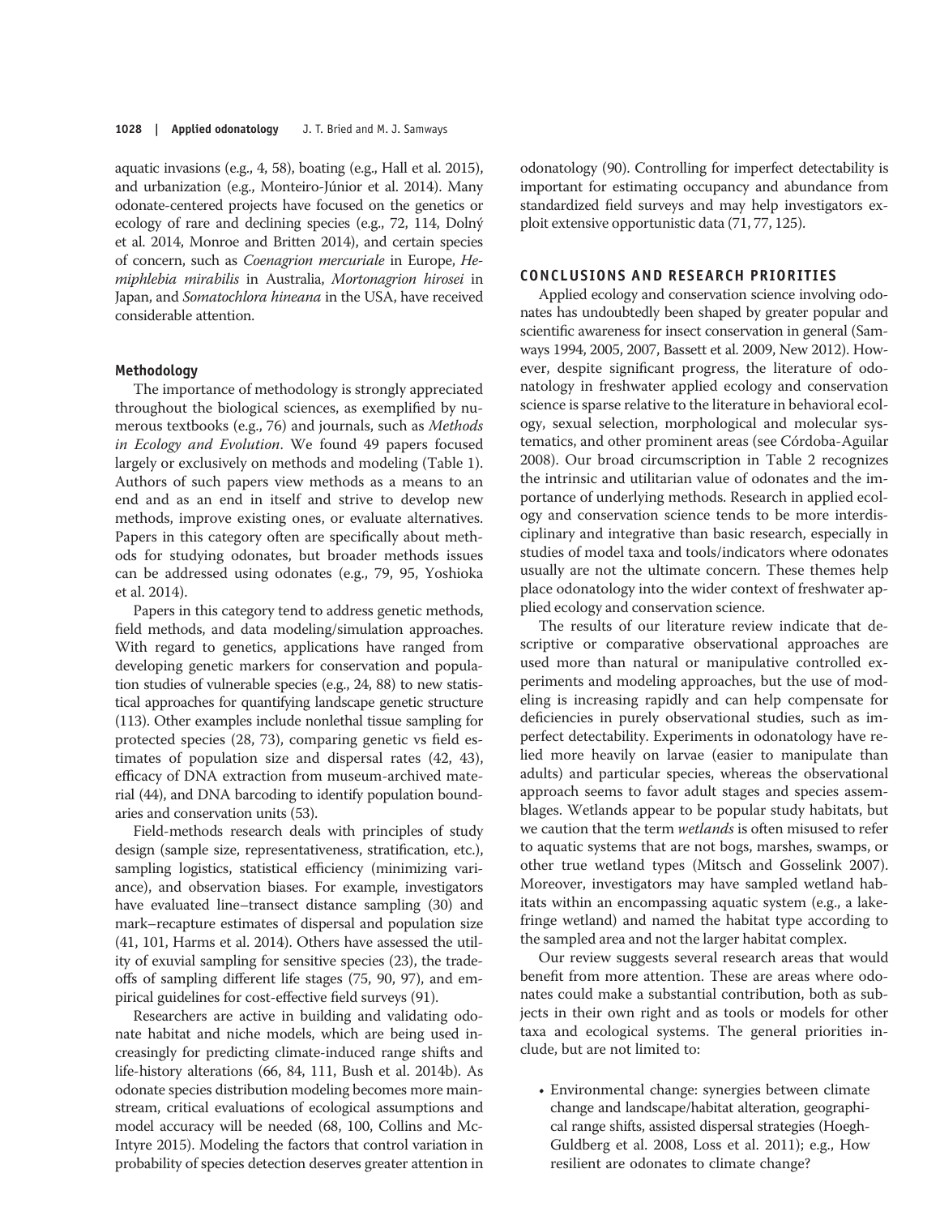aquatic invasions (e.g., 4, 58), boating (e.g., Hall et al. 2015), and urbanization (e.g., Monteiro-Júnior et al. 2014). Many odonate-centered projects have focused on the genetics or ecology of rare and declining species (e.g., 72, 114, Dolný et al. 2014, Monroe and Britten 2014), and certain species of concern, such as *Coenagrion mercuriale* in Europe, *Hemiphlebia mirabilis* in Australia, *Mortonagrion hirosei* in Japan, and *Somatochlora hineana* in the USA, have received considerable attention.

### Methodology

The importance of methodology is strongly appreciated throughout the biological sciences, as exemplified by numerous textbooks (e.g., 76) and journals, such as *Methods in Ecology and Evolution*. We found 49 papers focused largely or exclusively on methods and modeling (Table 1). Authors of such papers view methods as a means to an end and as an end in itself and strive to develop new methods, improve existing ones, or evaluate alternatives. Papers in this category often are specifically about methods for studying odonates, but broader methods issues can be addressed using odonates (e.g., 79, 95, Yoshioka et al. 2014).

Papers in this category tend to address genetic methods, field methods, and data modeling/simulation approaches. With regard to genetics, applications have ranged from developing genetic markers for conservation and population studies of vulnerable species (e.g., 24, 88) to new statistical approaches for quantifying landscape genetic structure (113). Other examples include nonlethal tissue sampling for protected species (28, 73), comparing genetic vs field estimates of population size and dispersal rates (42, 43), efficacy of DNA extraction from museum-archived material (44), and DNA barcoding to identify population boundaries and conservation units (53).

Field-methods research deals with principles of study design (sample size, representativeness, stratification, etc.), sampling logistics, statistical efficiency (minimizing variance), and observation biases. For example, investigators have evaluated line–transect distance sampling (30) and mark–recapture estimates of dispersal and population size (41, 101, Harms et al. 2014). Others have assessed the utility of exuvial sampling for sensitive species (23), the tradeoffs of sampling different life stages (75, 90, 97), and empirical guidelines for cost-effective field surveys (91).

Researchers are active in building and validating odonate habitat and niche models, which are being used increasingly for predicting climate-induced range shifts and life-history alterations (66, 84, 111, Bush et al. 2014b). As odonate species distribution modeling becomes more mainstream, critical evaluations of ecological assumptions and model accuracy will be needed (68, 100, Collins and McIntyre 2015). Modeling the factors that control variation in probability of species detection deserves greater attention in odonatology (90). Controlling for imperfect detectability is important for estimating occupancy and abundance from standardized field surveys and may help investigators exploit extensive opportunistic data (71, 77, 125).

## CONCLUSIONS AND RESEARCH PRIORITIES

Applied ecology and conservation science involving odonates has undoubtedly been shaped by greater popular and scientific awareness for insect conservation in general (Samways 1994, 2005, 2007, Bassett et al. 2009, New 2012). However, despite significant progress, the literature of odonatology in freshwater applied ecology and conservation science is sparse relative to the literature in behavioral ecology, sexual selection, morphological and molecular systematics, and other prominent areas (see Córdoba-Aguilar 2008). Our broad circumscription in Table 2 recognizes the intrinsic and utilitarian value of odonates and the importance of underlying methods. Research in applied ecology and conservation science tends to be more interdisciplinary and integrative than basic research, especially in studies of model taxa and tools/indicators where odonates usually are not the ultimate concern. These themes help place odonatology into the wider context of freshwater applied ecology and conservation science.

The results of our literature review indicate that descriptive or comparative observational approaches are used more than natural or manipulative controlled experiments and modeling approaches, but the use of modeling is increasing rapidly and can help compensate for deficiencies in purely observational studies, such as imperfect detectability. Experiments in odonatology have relied more heavily on larvae (easier to manipulate than adults) and particular species, whereas the observational approach seems to favor adult stages and species assemblages. Wetlands appear to be popular study habitats, but we caution that the term *wetlands* is often misused to refer to aquatic systems that are not bogs, marshes, swamps, or other true wetland types (Mitsch and Gosselink 2007). Moreover, investigators may have sampled wetland habitats within an encompassing aquatic system (e.g., a lake-fringe wetland) and named the habitat type according to the sampled area and not the larger habitat complex.

Our review suggests several research areas that would benefit from more attention. These are areas where odonates could make a substantial contribution, both as subjects in their own right and as tools or models for other taxa and ecological systems. The general priorities include, but are not limited to:

- Environmental change: synergies between climate change and landscape/habitat alteration, geographical range shifts, assisted dispersal strategies (Hoegh-Guldberg et al. 2008, Loss et al. 2011); e.g., How resilient are odonates to climate change?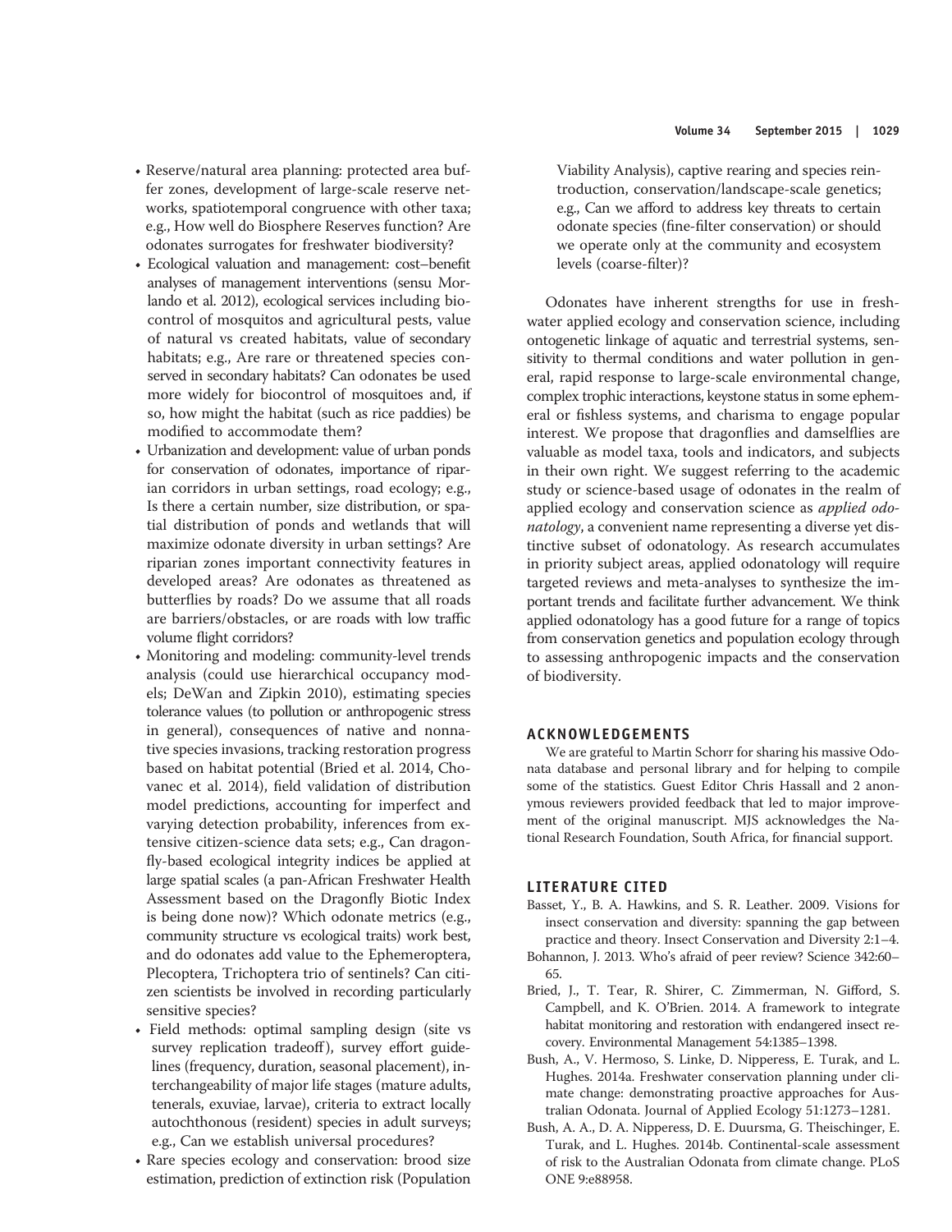- Reserve/natural area planning: protected area buffer zones, development of large-scale reserve networks, spatiotemporal congruence with other taxa; e.g., How well do Biosphere Reserves function? Are odonates surrogates for freshwater biodiversity?
- Ecological valuation and management: cost–benefit analyses of management interventions (sensu Morlando et al. 2012), ecological services including biocontrol of mosquitos and agricultural pests, value of natural vs created habitats, value of secondary habitats; e.g., Are rare or threatened species conserved in secondary habitats? Can odonates be used more widely for biocontrol of mosquitoes and, if so, how might the habitat (such as rice paddies) be modified to accommodate them?
- Urbanization and development: value of urban ponds for conservation of odonates, importance of riparian corridors in urban settings, road ecology; e.g., Is there a certain number, size distribution, or spatial distribution of ponds and wetlands that will maximize odonate diversity in urban settings? Are riparian zones important connectivity features in developed areas? Are odonates as threatened as butterflies by roads? Do we assume that all roads are barriers/obstacles, or are roads with low traffic volume flight corridors?
- Monitoring and modeling: community-level trends analysis (could use hierarchical occupancy models; DeWan and Zipkin 2010), estimating species tolerance values (to pollution or anthropogenic stress in general), consequences of native and nonnative species invasions, tracking restoration progress based on habitat potential (Bried et al. 2014, Chovanec et al. 2014), field validation of distribution model predictions, accounting for imperfect and varying detection probability, inferences from extensive citizen-science data sets; e.g., Can dragonfly-based ecological integrity indices be applied at large spatial scales (a pan-African Freshwater Health Assessment based on the Dragonfly Biotic Index is being done now)? Which odonate metrics (e.g., community structure vs ecological traits) work best, and do odonates add value to the Ephemeroptera, Plecoptera, Trichoptera trio of sentinels? Can citizen scientists be involved in recording particularly sensitive species?
- Field methods: optimal sampling design (site vs survey replication tradeoff), survey effort guidelines (frequency, duration, seasonal placement), interchangeability of major life stages (mature adults, tenerals, exuviae, larvae), criteria to extract locally autochthonous (resident) species in adult surveys; e.g., Can we establish universal procedures?
- Rare species ecology and conservation: brood size estimation, prediction of extinction risk (Population Viability Analysis), captive rearing and species reintroduction, conservation/landscape-scale genetics; e.g., Can we afford to address key threats to certain odonate species (fine-filter conservation) or should we operate only at the community and ecosystem levels (coarse-filter)?

Odonates have inherent strengths for use in freshwater applied ecology and conservation science, including ontogenetic linkage of aquatic and terrestrial systems, sensitivity to thermal conditions and water pollution in general, rapid response to large-scale environmental change, complex trophic interactions, keystone status in some ephemeral or fishless systems, and charisma to engage popular interest. We propose that dragonflies and damselflies are valuable as model taxa, tools and indicators, and subjects in their own right. We suggest referring to the academic study or science-based usage of odonates in the realm of applied ecology and conservation science as *applied odonatology*, a convenient name representing a diverse yet distinctive subset of odonatology. As research accumulates in priority subject areas, applied odonatology will require targeted reviews and meta-analyses to synthesize the important trends and facilitate further advancement. We think applied odonatology has a good future for a range of topics from conservation genetics and population ecology through to assessing anthropogenic impacts and the conservation of biodiversity.

## ACKNOWLEDGEMENTS

We are grateful to Martin Schorr for sharing his massive Odonata database and personal library and for helping to compile some of the statistics. Guest Editor Chris Hassall and 2 anonymous reviewers provided feedback that led to major improvement of the original manuscript. MJS acknowledges the National Research Foundation, South Africa, for financial support.

## LITERATURE CITED

Basset, Y., B. A. Hawkins, and S. R. Leather. 2009. Visions for insect conservation and diversity: spanning the gap between practice and theory. Insect Conservation and Diversity 2:1–4.

Bohannon, J. 2013. Who's afraid of peer review? Science 342:60–65.

Bried, J., T. Tear, R. Shirer, C. Zimmerman, N. Gifford, S. Campbell, and K. O'Brien. 2014. A framework to integrate habitat monitoring and restoration with endangered insect recovery. Environmental Management 54:1385–1398.

Bush, A., V. Hermoso, S. Linke, D. Nipperess, E. Turak, and L. Hughes. 2014a. Freshwater conservation planning under climate change: demonstrating proactive approaches for Australian Odonata. Journal of Applied Ecology 51:1273–1281.

Bush, A. A., D. A. Nipperess, D. E. Duursma, G. Theischinger, E. Turak, and L. Hughes. 2014b. Continental-scale assessment of risk to the Australian Odonata from climate change. PLoS ONE 9:e88958.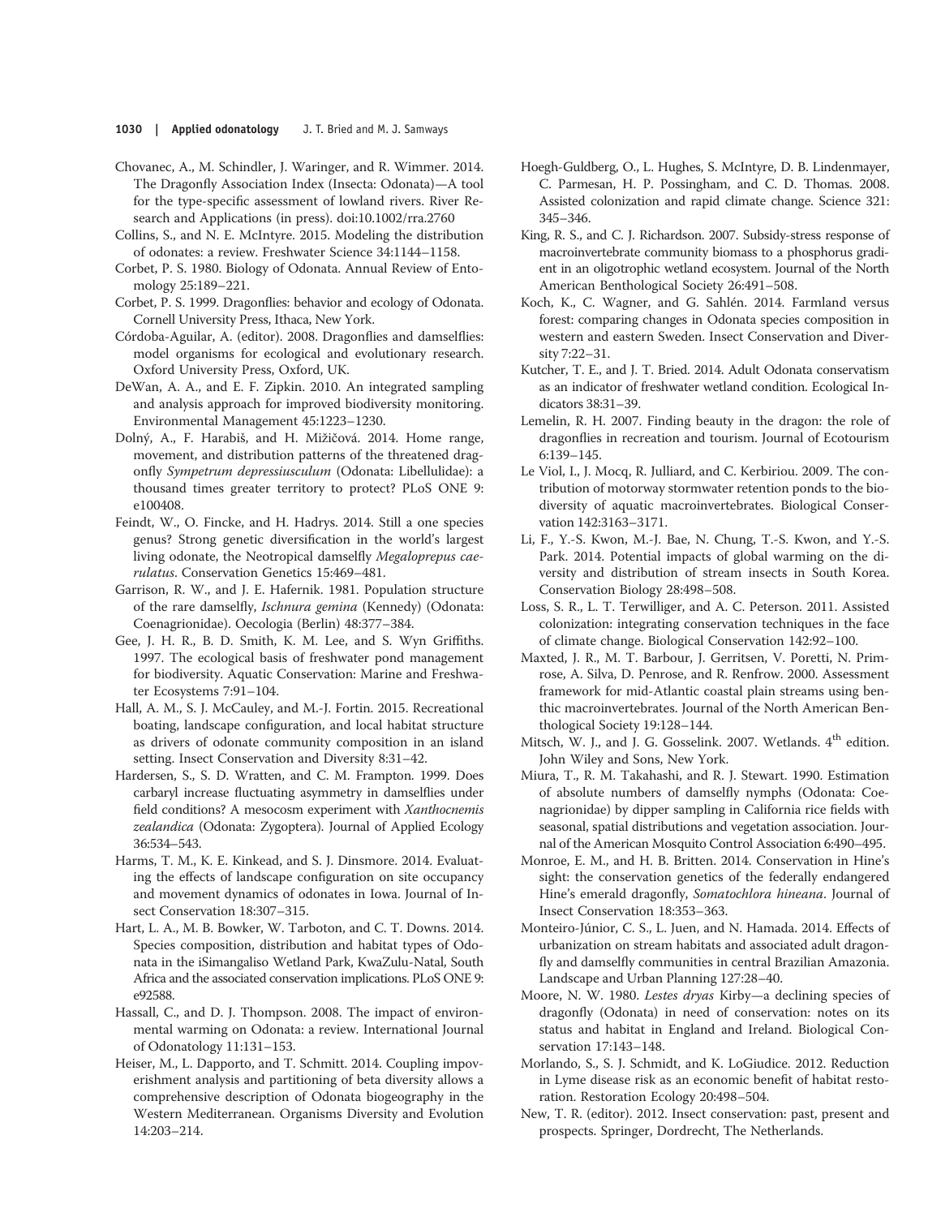Chovanec, A., M. Schindler, J. Waringer, and R. Wimmer. 2014. The Dragonfly Association Index (Insecta: Odonata)—A tool for the type-specific assessment of lowland rivers. River Research and Applications (in press). doi:10.1002/rra.2760

Collins, S., and N. E. McIntyre. 2015. Modeling the distribution of odonates: a review. Freshwater Science 34:1144–1158.

Corbet, P. S. 1980. Biology of Odonata. Annual Review of Entomology 25:189–221.

Corbet, P. S. 1999. Dragonflies: behavior and ecology of Odonata. Cornell University Press, Ithaca, New York.

Córdoba-Aguilar, A. (editor). 2008. Dragonflies and damselflies: model organisms for ecological and evolutionary research. Oxford University Press, Oxford, UK.

DeWan, A. A., and E. F. Zipkin. 2010. An integrated sampling and analysis approach for improved biodiversity monitoring. Environmental Management 45:1223–1230.

Dolný, A., F. Harabiš, and H. Mižičová. 2014. Home range, movement, and distribution patterns of the threatened dragonfly *Sympetrum depressiusculum* (Odonata: Libellulidae): a thousand times greater territory to protect? PLoS ONE 9: e100408.

Feindt, W., O. Fincke, and H. Hadrys. 2014. Still a one species genus? Strong genetic diversification in the world's largest living odonate, the Neotropical damselfly *Megaloprepus caerulatus*. Conservation Genetics 15:469–481.

Garrison, R. W., and J. E. Hafernik. 1981. Population structure of the rare damselfly, *Ischnura gemina* (Kennedy) (Odonata: Coenagrionidae). Oecologia (Berlin) 48:377–384.

Gee, J. H. R., B. D. Smith, K. M. Lee, and S. Wyn Griffiths. 1997. The ecological basis of freshwater pond management for biodiversity. Aquatic Conservation: Marine and Freshwater Ecosystems 7:91–104.

Hall, A. M., S. J. McCauley, and M.-J. Fortin. 2015. Recreational boating, landscape configuration, and local habitat structure as drivers of odonate community composition in an island setting. Insect Conservation and Diversity 8:31–42.

Hardersen, S., S. D. Wratten, and C. M. Frampton. 1999. Does carbaryl increase fluctuating asymmetry in damselflies under field conditions? A mesocosm experiment with *Xanthocnemis zealandica* (Odonata: Zygoptera). Journal of Applied Ecology 36:534–543.

Harms, T. M., K. E. Kinkead, and S. J. Dinsmore. 2014. Evaluating the effects of landscape configuration on site occupancy and movement dynamics of odonates in Iowa. Journal of Insect Conservation 18:307–315.

Hart, L. A., M. B. Bowker, W. Tarboton, and C. T. Downs. 2014. Species composition, distribution and habitat types of Odonata in the iSimangaliso Wetland Park, KwaZulu-Natal, South Africa and the associated conservation implications. PLoS ONE 9: e92588.

Hassall, C., and D. J. Thompson. 2008. The impact of environmental warming on Odonata: a review. International Journal of Odonatology 11:131–153.

Heiser, M., L. Dapporto, and T. Schmitt. 2014. Coupling impoverishment analysis and partitioning of beta diversity allows a comprehensive description of Odonata biogeography in the Western Mediterranean. Organisms Diversity and Evolution 14:203–214.

Hoegh-Guldberg, O., L. Hughes, S. McIntyre, D. B. Lindenmayer, C. Parmesan, H. P. Possingham, and C. D. Thomas. 2008. Assisted colonization and rapid climate change. Science 321: 345–346.

King, R. S., and C. J. Richardson. 2007. Subsidy-stress response of macroinvertebrate community biomass to a phosphorus gradient in an oligotrophic wetland ecosystem. Journal of the North American Benthological Society 26:491–508.

Koch, K., C. Wagner, and G. Sahlén. 2014. Farmland versus forest: comparing changes in Odonata species composition in western and eastern Sweden. Insect Conservation and Diversity 7:22–31.

Kutcher, T. E., and J. T. Bried. 2014. Adult Odonata conservatism as an indicator of freshwater wetland condition. Ecological Indicators 38:31–39.

Lemelin, R. H. 2007. Finding beauty in the dragon: the role of dragonflies in recreation and tourism. Journal of Ecotourism 6:139–145.

Le Viol, I., J. Mocq, R. Julliard, and C. Kerbiriou. 2009. The contribution of motorway stormwater retention ponds to the biodiversity of aquatic macroinvertebrates. Biological Conservation 142:3163–3171.

Li, F., Y.-S. Kwon, M.-J. Bae, N. Chung, T.-S. Kwon, and Y.-S. Park. 2014. Potential impacts of global warming on the diversity and distribution of stream insects in South Korea. Conservation Biology 28:498–508.

Loss, S. R., L. T. Terwilliger, and A. C. Peterson. 2011. Assisted colonization: integrating conservation techniques in the face of climate change. Biological Conservation 142:92–100.

Maxted, J. R., M. T. Barbour, J. Gerritsen, V. Poretti, N. Primrose, A. Silva, D. Penrose, and R. Renfrow. 2000. Assessment framework for mid-Atlantic coastal plain streams using benthic macroinvertebrates. Journal of the North American Benthological Society 19:128–144.

Mitsch, W. J., and J. G. Gosselink. 2007. Wetlands. 4th edition. John Wiley and Sons, New York.

Miura, T., R. M. Takahashi, and R. J. Stewart. 1990. Estimation of absolute numbers of damselfly nymphs (Odonata: Coenagrionidae) by dipper sampling in California rice fields with seasonal, spatial distributions and vegetation association. Journal of the American Mosquito Control Association 6:490–495.

Monroe, E. M., and H. B. Britten. 2014. Conservation in Hine's sight: the conservation genetics of the federally endangered Hine's emerald dragonfly, *Somatochlora hineana*. Journal of Insect Conservation 18:353–363.

Monteiro-Júnior, C. S., L. Juen, and N. Hamada. 2014. Effects of urbanization on stream habitats and associated adult dragonfly and damselfly communities in central Brazilian Amazonia. Landscape and Urban Planning 127:28–40.

Moore, N. W. 1980. *Lestes dryas* Kirby—a declining species of dragonfly (Odonata) in need of conservation: notes on its status and habitat in England and Ireland. Biological Conservation 17:143–148.

Morlando, S., S. J. Schmidt, and K. LoGiudice. 2012. Reduction in Lyme disease risk as an economic benefit of habitat restoration. Restoration Ecology 20:498–504.

New, T. R. (editor). 2012. Insect conservation: past, present and prospects. Springer, Dordrecht, The Netherlands.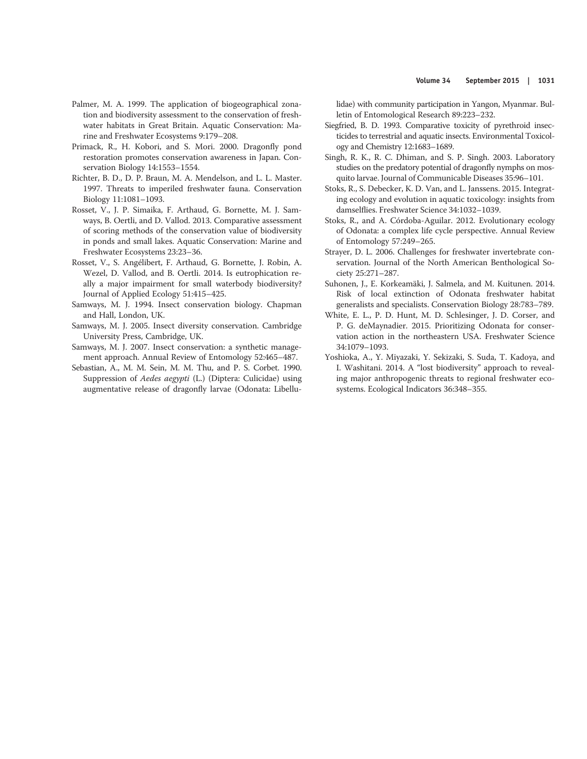Palmer, M. A. 1999. The application of biogeographical zonation and biodiversity assessment to the conservation of freshwater habitats in Great Britain. Aquatic Conservation: Marine and Freshwater Ecosystems 9:179–208.

Primack, R., H. Kobori, and S. Mori. 2000. Dragonfly pond restoration promotes conservation awareness in Japan. Conservation Biology 14:1553–1554.

Richter, B. D., D. P. Braun, M. A. Mendelson, and L. L. Master. 1997. Threats to imperiled freshwater fauna. Conservation Biology 11:1081–1093.

Rosset, V., J. P. Simaika, F. Arthaud, G. Bornette, M. J. Samways, B. Oertli, and D. Vallod. 2013. Comparative assessment of scoring methods of the conservation value of biodiversity in ponds and small lakes. Aquatic Conservation: Marine and Freshwater Ecosystems 23:23–36.

Rosset, V., S. Angélibert, F. Arthaud, G. Bornette, J. Robin, A. Wezel, D. Vallod, and B. Oertli. 2014. Is eutrophication really a major impairment for small waterbody biodiversity? Journal of Applied Ecology 51:415–425.

Samways, M. J. 1994. Insect conservation biology. Chapman and Hall, London, UK.

Samways, M. J. 2005. Insect diversity conservation. Cambridge University Press, Cambridge, UK.

Samways, M. J. 2007. Insect conservation: a synthetic management approach. Annual Review of Entomology 52:465–487.

Sebastian, A., M. M. Sein, M. M. Thu, and P. S. Corbet. 1990. Suppression of *Aedes aegypti* (L.) (Diptera: Culicidae) using augmentative release of dragonfly larvae (Odonata: Libellulidae) with community participation in Yangon, Myanmar. Bulletin of Entomological Research 89:223–232.

Siegfried, B. D. 1993. Comparative toxicity of pyrethroid insecticides to terrestrial and aquatic insects. Environmental Toxicology and Chemistry 12:1683–1689.

Singh, R. K., R. C. Dhiman, and S. P. Singh. 2003. Laboratory studies on the predatory potential of dragonfly nymphs on mosquito larvae. Journal of Communicable Diseases 35:96–101.

Stoks, R., S. Debecker, K. D. Van, and L. Janssens. 2015. Integrating ecology and evolution in aquatic toxicology: insights from damselflies. Freshwater Science 34:1032–1039.

Stoks, R., and A. Córdoba-Aguilar. 2012. Evolutionary ecology of Odonata: a complex life cycle perspective. Annual Review of Entomology 57:249–265.

Strayer, D. L. 2006. Challenges for freshwater invertebrate conservation. Journal of the North American Benthological Society 25:271–287.

Suhonen, J., E. Korkeamäki, J. Salmela, and M. Kuitunen. 2014. Risk of local extinction of Odonata freshwater habitat generalists and specialists. Conservation Biology 28:783–789.

White, E. L., P. D. Hunt, M. D. Schlesinger, J. D. Corser, and P. G. deMaynadier. 2015. Prioritizing Odonata for conservation action in the northeastern USA. Freshwater Science 34:1079–1093.

Yoshioka, A., Y. Miyazaki, Y. Sekizaki, S. Suda, T. Kadoya, and I. Washitani. 2014. A "lost biodiversity" approach to revealing major anthropogenic threats to regional freshwater ecosystems. Ecological Indicators 36:348–355.